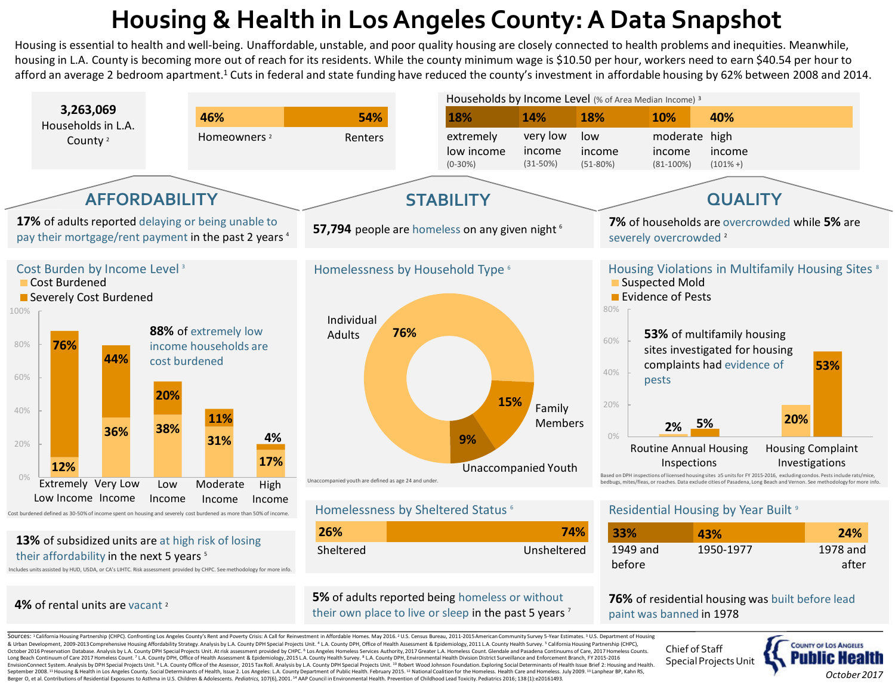# Housing & Health in Los Angeles County: A Data Snapshot

Housing is essential to health and well-being. Unaffordable, unstable, and poor quality housing are closely connected to health problems and inequities. Meanwhile, housing in L.A. County is becoming more out of reach for its residents. While the county minimum wage is $10.50 per hour, workers need to earn $40.54 per hour to afford an average 2 bedroom apartment.[1] Cuts in federal and state funding have reduced the county's investment in affordable housing by 62% between 2008 and 2014.

**3,263,069** Households in L.A. County [2]

| Homeowners [2] | Renters |
|---|---|
| 46% | 54% |

**Households by Income Level** (% of Area Median Income) [3]

| extremely low income (0-30%) | very low income (31-50%) | low income (51-80%) | moderate income (81-100%) | high income (101% +) |
|---|---|---|---|---|
| 18% | 14% | 18% | 10% | 40% |

## AFFORDABILITY

**17%** of adults reported delaying or being unable to pay their mortgage/rent payment in the past 2 years [4]

### Cost Burden by Income Level [3]

| Income Level | Cost Burdened | Severely Cost Burdened |
|---|---|---|
| Extremely Low Income | 12% | 76% |
| Very Low Income | 36% | 44% |
| Low Income | 38% | 20% |
| Moderate Income | 31% | 11% |
| High Income | 17% | 4% |

**88%** of extremely low income households are cost burdened

Cost burdened defined as 30-50% of income spent on housing and severely cost burdened as more than 50% of income.

**13%** of subsidized units are at high risk of losing their affordability in the next 5 years [5]

Includes units assisted by HUD, USDA, or CA's LIHTC. Risk assessment provided by CHPC. See methodology for more info.

**4%** of rental units are vacant [2]

## STABILITY

**57,794** people are homeless on any given night [6]

### Homelessness by Household Type [6]

| Household Type | % |
|---|---|
| Individual Adults | 76% |
| Family Members | 15% |
| Unaccompanied Youth | 9% |

Unaccompanied youth are defined as age 24 and under.

### Homelessness by Sheltered Status [6]

| Sheltered | Unsheltered |
|---|---|
| 26% | 74% |

**5%** of adults reported being homeless or without their own place to live or sleep in the past 5 years [7]

## QUALITY

**7%** of households are overcrowded while **5%** are severely overcrowded [2]

### Housing Violations in Multifamily Housing Sites [8]

| | Suspected Mold | Evidence of Pests |
|---|---|---|
| Routine Annual Housing Inspections | 2% | 5% |
| Housing Complaint Investigations | 20% | 53% |

**53%** of multifamily housing sites investigated for housing complaints had evidence of pests

Based on DPH inspections of licensed housing sites ≥5 units for FY 2015-2016, excluding condos. Pests include rats/mice, bedbugs, mites/fleas, or roaches. Data exclude cities of Pasadena, Long Beach and Vernon. See methodology for more info.

### Residential Housing by Year Built [9]

| 1949 and before | 1950-1977 | 1978 and after |
|---|---|---|
| 33% | 43% | 24% |

**76%** of residential housing was built before lead paint was banned in 1978

Sources: [1] California Housing Partnership (CHPC). Confronting Los Angeles County's Rent and Poverty Crisis: A Call for Reinvestment in Affordable Homes. May 2016. [2] U.S. Census Bureau, 2011-2015 American Community Survey 5-Year Estimates. [3] U.S. Department of Housing & Urban Development, 2009-2013 Comprehensive Housing Affordability Strategy. Analysis by L.A. County DPH Special Projects Unit. [4] L.A. County DPH, Office of Health Assessment & Epidemiology, 2011 L.A. County Health Survey. [5] California Housing Partnership (CHPC), October 2016 Preservation Database. Analysis by L.A. County DPH Special Projects Unit. At risk assessment provided by CHPC. [6] Los Angeles Homeless Services Authority, 2017 Greater L.A. Homeless Count. Glendale and Pasadena Continuums of Care, 2017 Homeless Counts. Long Beach Continuum of Care 2017 Homeless Count. [7] L.A. County DPH, Office of Health Assessment & Epidemiology, 2015 L.A. County Health Survey. [8] L.A. County DPH, Environmental Health Division District Surveillance and Enforcement Branch, FY 2015-2016 EnvisionConnect System. Analysis by DPH Special Projects Unit. [9] L.A. County Office of the Assessor, 2015 Tax Roll. Analysis by L.A. County DPH Special Projects Unit. [10] Robert Wood Johnson Foundation. Exploring Social Determinants of Health Issue Brief 2: Housing and Health. September 2008. [11] Housing & Health in Los Angeles County. Social Determinants of Health, Issue 2. Los Angeles: L.A. County Department of Public Health. February 2015. [12] National Coalition for the Homeless. Health Care and Homeless. July 2009. [13] Lanphear BP, Kahn RS, Berger O, et al. Contributions of Residential Exposures to Asthma in U.S. Children & Adolescents. *Pediatrics*, 107(6), 2001. [14] AAP Council in Environmental Health. Prevention of Childhood Lead Toxicity. Pediatrics 2016; 138 (1):e20161493.

Chief of Staff
Special Projects Unit

County of Los Angeles Public Health

*October 2017*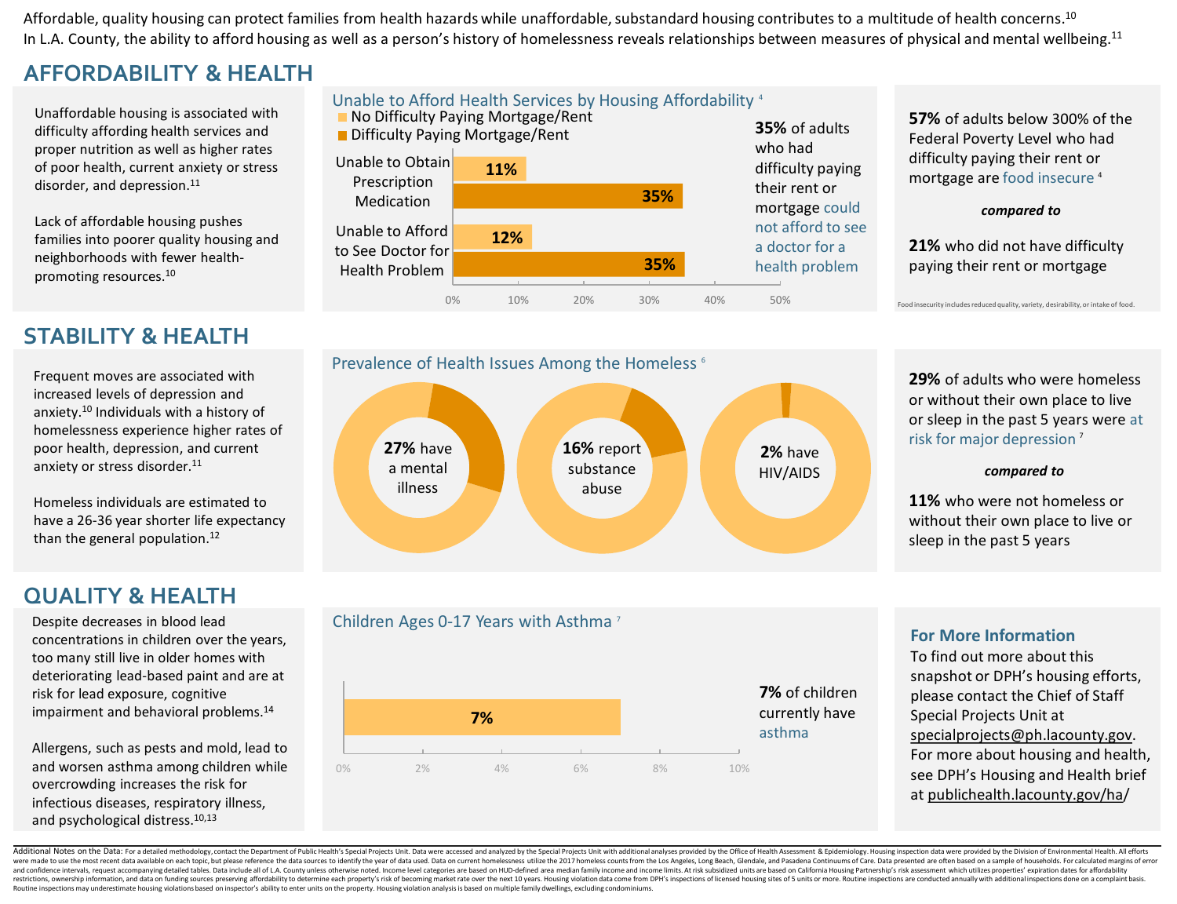Affordable, quality housing can protect families from health hazards while unaffordable, substandard housing contributes to a multitude of health concerns.[10]
In L.A. County, the ability to afford housing as well as a person's history of homelessness reveals relationships between measures of physical and mental wellbeing.[11]

## AFFORDABILITY & HEALTH

Unaffordable housing is associated with difficulty affording health services and proper nutrition as well as higher rates of poor health, current anxiety or stress disorder, and depression.[11]

Lack of affordable housing pushes families into poorer quality housing and neighborhoods with fewer health-promoting resources.[10]

### Unable to Afford Health Services by Housing Affordability [4]

No Difficulty Paying Mortgage/Rent
Difficulty Paying Mortgage/Rent

Unable to Obtain Prescription Medication
11%
35%

Unable to Afford to See Doctor for Health Problem
12%
35%

0% 10% 20% 30% 40% 50%

**35%** of adults who had difficulty paying their rent or mortgage could not afford to see a doctor for a health problem

**57%** of adults below 300% of the Federal Poverty Level who had difficulty paying their rent or mortgage are food insecure [4]

***compared to***

**21%** who did not have difficulty paying their rent or mortgage

Food insecurity includes reduced quality, variety, desirability, or intake of food.

## STABILITY & HEALTH

Frequent moves are associated with increased levels of depression and anxiety.[10] Individuals with a history of homelessness experience higher rates of poor health, depression, and current anxiety or stress disorder.[11]

Homeless individuals are estimated to have a 26-36 year shorter life expectancy than the general population.[12]

### Prevalence of Health Issues Among the Homeless [6]

**27%** have a mental illness

**16%** report substance abuse

**2%** have HIV/AIDS

**29%** of adults who were homeless or without their own place to live or sleep in the past 5 years were at risk for major depression [7]

***compared to***

**11%** who were not homeless or without their own place to live or sleep in the past 5 years

## QUALITY & HEALTH

Despite decreases in blood lead concentrations in children over the years, too many still live in older homes with deteriorating lead-based paint and are at risk for lead exposure, cognitive impairment and behavioral problems.[14]

Allergens, such as pests and mold, lead to and worsen asthma among children while overcrowding increases the risk for infectious diseases, respiratory illness, and psychological distress.[10,13]

### Children Ages 0-17 Years with Asthma [7]

7%

0% 2% 4% 6% 8% 10%

**7%** of children currently have asthma

### For More Information

To find out more about this snapshot or DPH's housing efforts, please contact the Chief of Staff Special Projects Unit at specialprojects@ph.lacounty.gov. For more about housing and health, see DPH's Housing and Health brief at publichealth.lacounty.gov/ha/

Additional Notes on the Data: For a detailed methodology, contact the Department of Public Health's Special Projects Unit. Data were accessed and analyzed by the Special Projects Unit with additional analyses provided by the Office of Health Assessment & Epidemiology. Housing inspection data were provided by the Division of Environmental Health. All efforts were made to use the most recent data available on each topic, but please reference the data sources to identify the year of data used. Data on current homelessness utilize the 2017 homeless counts from the Los Angeles, Long Beach, Glendale, and Pasadena Continuums of Care. Data presented are often based on a sample of households. For calculated margins of error and confidence intervals, request accompanying detailed tables. Data include all of L.A. County unless otherwise noted. Income level categories are based on HUD-defined area median family income and income limits. At risk subsidized units are based on California Housing Partnership's risk assessment which utilizes properties' expiration dates for affordability restrictions, ownership information, and data on funding sources preserving affordability to determine each property's risk of becoming market rate over the next 10 years. Housing violation data come from DPH's inspections of licensed housing sites of 5 units or more. Routine inspections are conducted annually with additional inspections done on a complaint basis. Routine inspections may underestimate housing violations based on inspector's ability to enter units on the property. Housing violation analysis is based on multiple family dwellings, excluding condominiums.